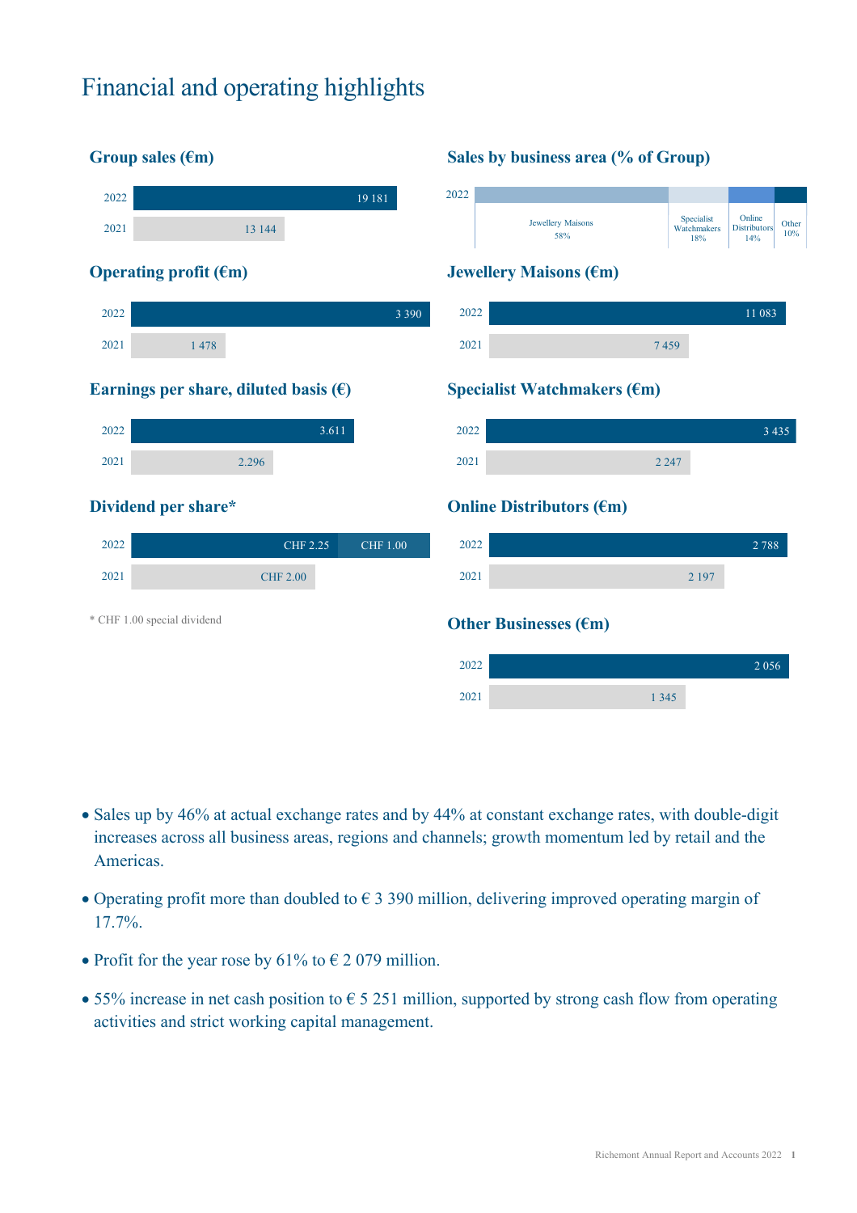# Financial and operating highlights

### Group sales (€m)

| Year | Value |
|---|---|
| 2022 | 19 181 |
| 2021 | 13 144 |

### Operating profit (€m)

| Year | Value |
|---|---|
| 2022 | 3 390 |
| 2021 | 1 478 |

### Earnings per share, diluted basis (€)

| Year | Value |
|---|---|
| 2022 | 3.611 |
| 2021 | 2.296 |

### Dividend per share*

| Year | Value |
|---|---|
| 2022 | CHF 2.25 + CHF 1.00 |
| 2021 | CHF 2.00 |

\* CHF 1.00 special dividend

### Sales by business area (% of Group)

| 2022 | |
|---|---|
| Jewellery Maisons | 58% |
| Specialist Watchmakers | 18% |
| Online Distributors | 14% |
| Other | 10% |

### Jewellery Maisons (€m)

| Year | Value |
|---|---|
| 2022 | 11 083 |
| 2021 | 7 459 |

### Specialist Watchmakers (€m)

| Year | Value |
|---|---|
| 2022 | 3 435 |
| 2021 | 2 247 |

### Online Distributors (€m)

| Year | Value |
|---|---|
| 2022 | 2 788 |
| 2021 | 2 197 |

### Other Businesses (€m)

| Year | Value |
|---|---|
| 2022 | 2 056 |
| 2021 | 1 345 |

- Sales up by 46% at actual exchange rates and by 44% at constant exchange rates, with double-digit increases across all business areas, regions and channels; growth momentum led by retail and the Americas.
- Operating profit more than doubled to € 3 390 million, delivering improved operating margin of 17.7%.
- Profit for the year rose by 61% to € 2 079 million.
- 55% increase in net cash position to € 5 251 million, supported by strong cash flow from operating activities and strict working capital management.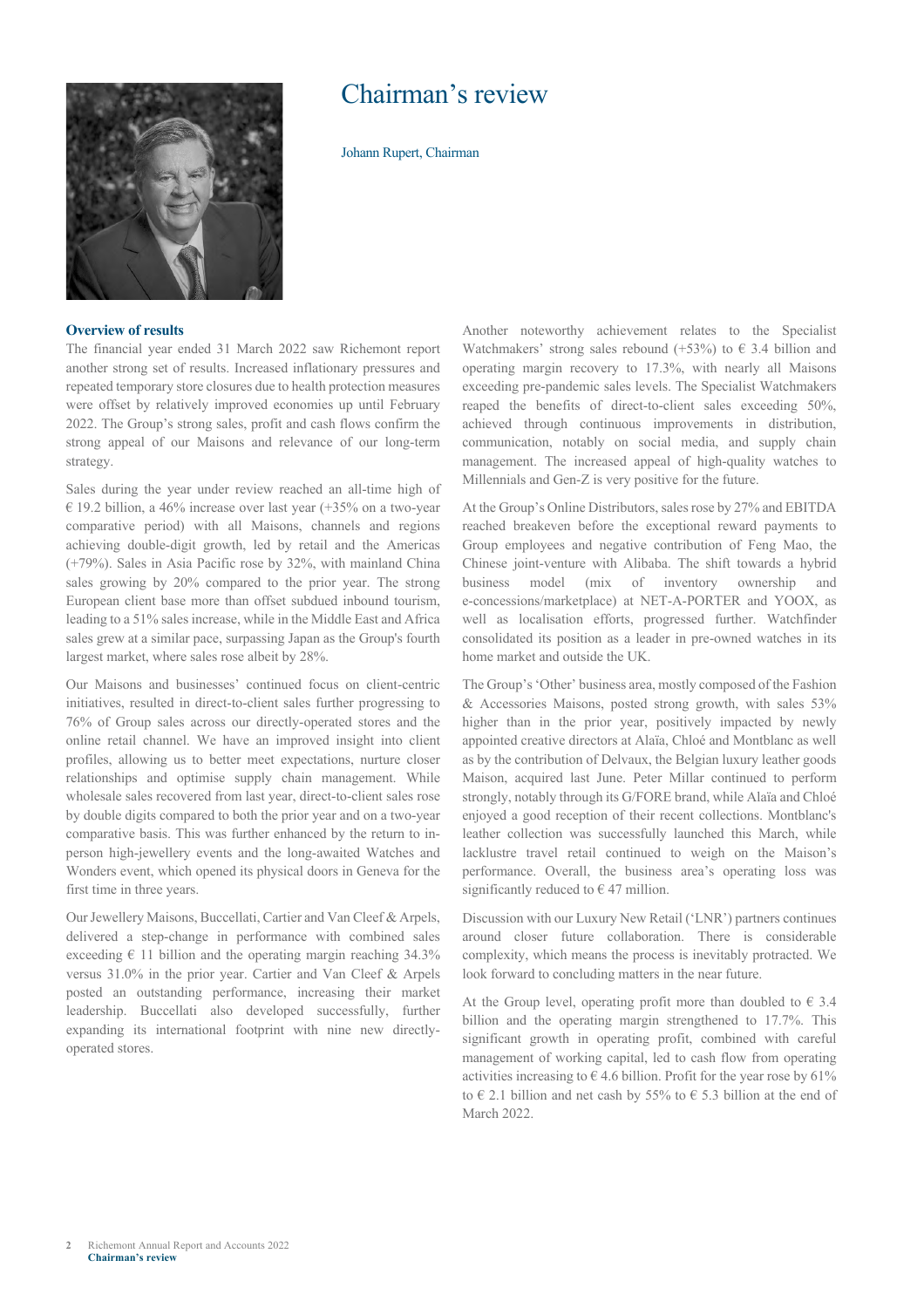# Chairman's review

Johann Rupert, Chairman

### Overview of results

The financial year ended 31 March 2022 saw Richemont report another strong set of results. Increased inflationary pressures and repeated temporary store closures due to health protection measures were offset by relatively improved economies up until February 2022. The Group's strong sales, profit and cash flows confirm the strong appeal of our Maisons and relevance of our long-term strategy.

Sales during the year under review reached an all-time high of € 19.2 billion, a 46% increase over last year (+35% on a two-year comparative period) with all Maisons, channels and regions achieving double-digit growth, led by retail and the Americas (+79%). Sales in Asia Pacific rose by 32%, with mainland China sales growing by 20% compared to the prior year. The strong European client base more than offset subdued inbound tourism, leading to a 51% sales increase, while in the Middle East and Africa sales grew at a similar pace, surpassing Japan as the Group's fourth largest market, where sales rose albeit by 28%.

Our Maisons and businesses' continued focus on client-centric initiatives, resulted in direct-to-client sales further progressing to 76% of Group sales across our directly-operated stores and the online retail channel. We have an improved insight into client profiles, allowing us to better meet expectations, nurture closer relationships and optimise supply chain management. While wholesale sales recovered from last year, direct-to-client sales rose by double digits compared to both the prior year and on a two-year comparative basis. This was further enhanced by the return to in-person high-jewellery events and the long-awaited Watches and Wonders event, which opened its physical doors in Geneva for the first time in three years.

Our Jewellery Maisons, Buccellati, Cartier and Van Cleef & Arpels, delivered a step-change in performance with combined sales exceeding € 11 billion and the operating margin reaching 34.3% versus 31.0% in the prior year. Cartier and Van Cleef & Arpels posted an outstanding performance, increasing their market leadership. Buccellati also developed successfully, further expanding its international footprint with nine new directly-operated stores.

Another noteworthy achievement relates to the Specialist Watchmakers' strong sales rebound (+53%) to € 3.4 billion and operating margin recovery to 17.3%, with nearly all Maisons exceeding pre-pandemic sales levels. The Specialist Watchmakers reaped the benefits of direct-to-client sales exceeding 50%, achieved through continuous improvements in distribution, communication, notably on social media, and supply chain management. The increased appeal of high-quality watches to Millennials and Gen-Z is very positive for the future.

At the Group's Online Distributors, sales rose by 27% and EBITDA reached breakeven before the exceptional reward payments to Group employees and negative contribution of Feng Mao, the Chinese joint-venture with Alibaba. The shift towards a hybrid business model (mix of inventory ownership and e-concessions/marketplace) at NET-A-PORTER and YOOX, as well as localisation efforts, progressed further. Watchfinder consolidated its position as a leader in pre-owned watches in its home market and outside the UK.

The Group's 'Other' business area, mostly composed of the Fashion & Accessories Maisons, posted strong growth, with sales 53% higher than in the prior year, positively impacted by newly appointed creative directors at Alaïa, Chloé and Montblanc as well as by the contribution of Delvaux, the Belgian luxury leather goods Maison, acquired last June. Peter Millar continued to perform strongly, notably through its G/FORE brand, while Alaïa and Chloé enjoyed a good reception of their recent collections. Montblanc's leather collection was successfully launched this March, while lacklustre travel retail continued to weigh on the Maison's performance. Overall, the business area's operating loss was significantly reduced to € 47 million.

Discussion with our Luxury New Retail ('LNR') partners continues around closer future collaboration. There is considerable complexity, which means the process is inevitably protracted. We look forward to concluding matters in the near future.

At the Group level, operating profit more than doubled to € 3.4 billion and the operating margin strengthened to 17.7%. This significant growth in operating profit, combined with careful management of working capital, led to cash flow from operating activities increasing to € 4.6 billion. Profit for the year rose by 61% to € 2.1 billion and net cash by 55% to € 5.3 billion at the end of March 2022.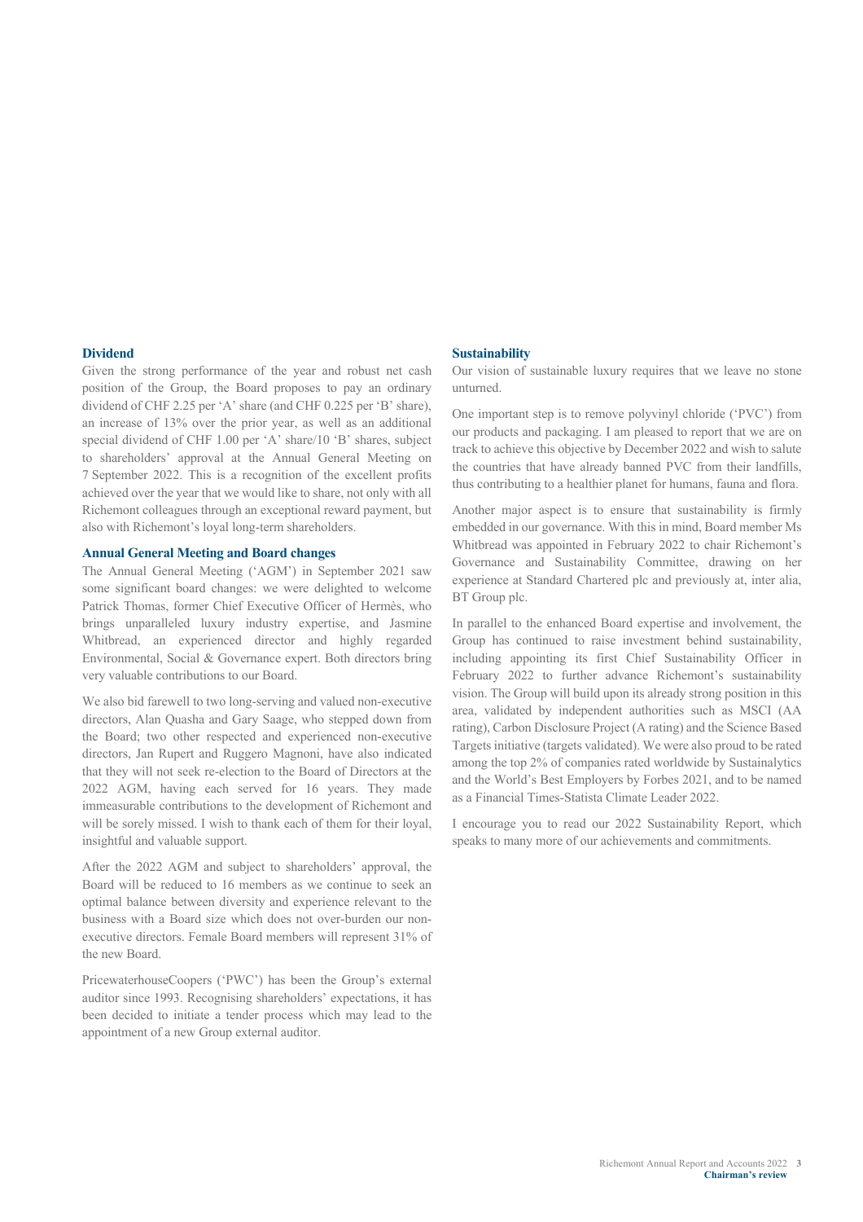### Dividend

Given the strong performance of the year and robust net cash position of the Group, the Board proposes to pay an ordinary dividend of CHF 2.25 per 'A' share (and CHF 0.225 per 'B' share), an increase of 13% over the prior year, as well as an additional special dividend of CHF 1.00 per 'A' share/10 'B' shares, subject to shareholders' approval at the Annual General Meeting on 7 September 2022. This is a recognition of the excellent profits achieved over the year that we would like to share, not only with all Richemont colleagues through an exceptional reward payment, but also with Richemont's loyal long-term shareholders.

### Annual General Meeting and Board changes

The Annual General Meeting ('AGM') in September 2021 saw some significant board changes: we were delighted to welcome Patrick Thomas, former Chief Executive Officer of Hermès, who brings unparalleled luxury industry expertise, and Jasmine Whitbread, an experienced director and highly regarded Environmental, Social & Governance expert. Both directors bring very valuable contributions to our Board.

We also bid farewell to two long-serving and valued non-executive directors, Alan Quasha and Gary Saage, who stepped down from the Board; two other respected and experienced non-executive directors, Jan Rupert and Ruggero Magnoni, have also indicated that they will not seek re-election to the Board of Directors at the 2022 AGM, having each served for 16 years. They made immeasurable contributions to the development of Richemont and will be sorely missed. I wish to thank each of them for their loyal, insightful and valuable support.

After the 2022 AGM and subject to shareholders' approval, the Board will be reduced to 16 members as we continue to seek an optimal balance between diversity and experience relevant to the business with a Board size which does not over-burden our non-executive directors. Female Board members will represent 31% of the new Board.

PricewaterhouseCoopers ('PWC') has been the Group's external auditor since 1993. Recognising shareholders' expectations, it has been decided to initiate a tender process which may lead to the appointment of a new Group external auditor.

### Sustainability

Our vision of sustainable luxury requires that we leave no stone unturned.

One important step is to remove polyvinyl chloride ('PVC') from our products and packaging. I am pleased to report that we are on track to achieve this objective by December 2022 and wish to salute the countries that have already banned PVC from their landfills, thus contributing to a healthier planet for humans, fauna and flora.

Another major aspect is to ensure that sustainability is firmly embedded in our governance. With this in mind, Board member Ms Whitbread was appointed in February 2022 to chair Richemont's Governance and Sustainability Committee, drawing on her experience at Standard Chartered plc and previously at, inter alia, BT Group plc.

In parallel to the enhanced Board expertise and involvement, the Group has continued to raise investment behind sustainability, including appointing its first Chief Sustainability Officer in February 2022 to further advance Richemont's sustainability vision. The Group will build upon its already strong position in this area, validated by independent authorities such as MSCI (AA rating), Carbon Disclosure Project (A rating) and the Science Based Targets initiative (targets validated). We were also proud to be rated among the top 2% of companies rated worldwide by Sustainalytics and the World's Best Employers by Forbes 2021, and to be named as a Financial Times-Statista Climate Leader 2022.

I encourage you to read our 2022 Sustainability Report, which speaks to many more of our achievements and commitments.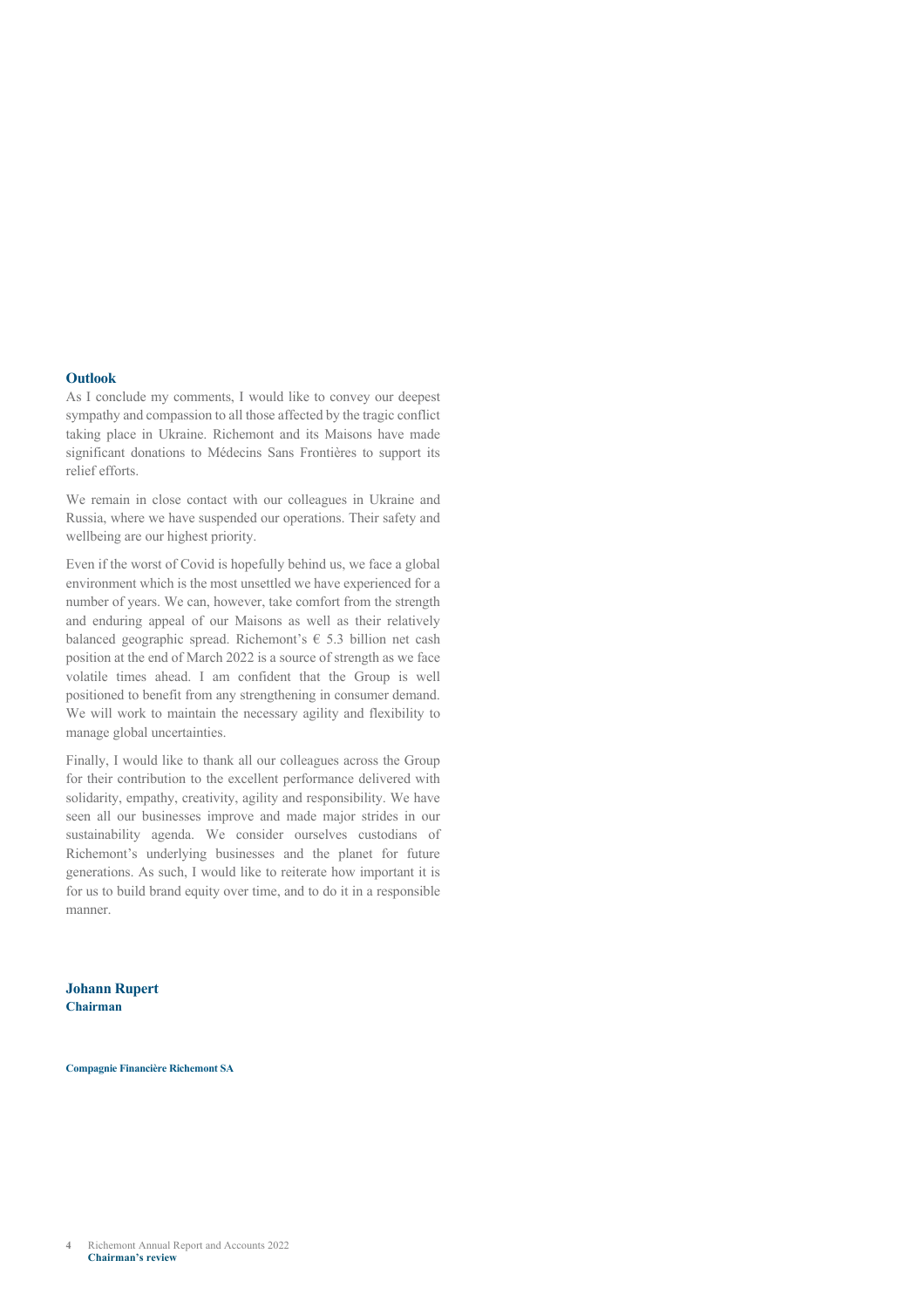## Outlook

As I conclude my comments, I would like to convey our deepest sympathy and compassion to all those affected by the tragic conflict taking place in Ukraine. Richemont and its Maisons have made significant donations to Médecins Sans Frontières to support its relief efforts.

We remain in close contact with our colleagues in Ukraine and Russia, where we have suspended our operations. Their safety and wellbeing are our highest priority.

Even if the worst of Covid is hopefully behind us, we face a global environment which is the most unsettled we have experienced for a number of years. We can, however, take comfort from the strength and enduring appeal of our Maisons as well as their relatively balanced geographic spread. Richemont's € 5.3 billion net cash position at the end of March 2022 is a source of strength as we face volatile times ahead. I am confident that the Group is well positioned to benefit from any strengthening in consumer demand. We will work to maintain the necessary agility and flexibility to manage global uncertainties.

Finally, I would like to thank all our colleagues across the Group for their contribution to the excellent performance delivered with solidarity, empathy, creativity, agility and responsibility. We have seen all our businesses improve and made major strides in our sustainability agenda. We consider ourselves custodians of Richemont's underlying businesses and the planet for future generations. As such, I would like to reiterate how important it is for us to build brand equity over time, and to do it in a responsible manner.

**Johann Rupert**
**Chairman**

**Compagnie Financière Richemont SA**